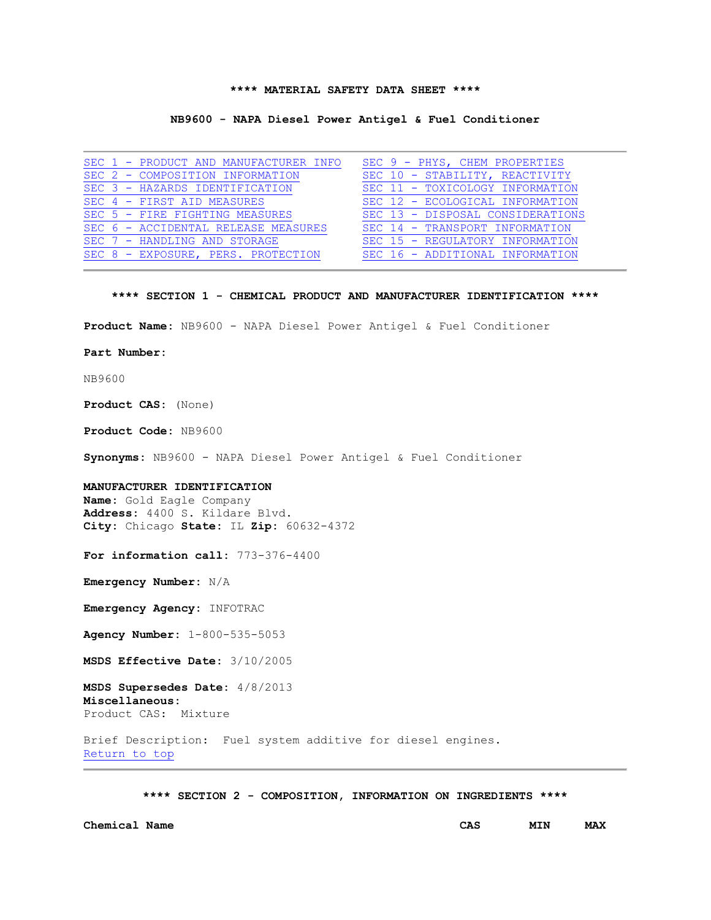# **** MATERIAL SAFETY DATA SHEET ****

## NB9600 - NAPA Diesel Power Antigel & Fuel Conditioner

| | |
|---|---|
| SEC 1 - PRODUCT AND MANUFACTURER INFO | SEC 9 - PHYS, CHEM PROPERTIES |
| SEC 2 - COMPOSITION INFORMATION | SEC 10 - STABILITY, REACTIVITY |
| SEC 3 - HAZARDS IDENTIFICATION | SEC 11 - TOXICOLOGY INFORMATION |
| SEC 4 - FIRST AID MEASURES | SEC 12 - ECOLOGICAL INFORMATION |
| SEC 5 - FIRE FIGHTING MEASURES | SEC 13 - DISPOSAL CONSIDERATIONS |
| SEC 6 - ACCIDENTAL RELEASE MEASURES | SEC 14 - TRANSPORT INFORMATION |
| SEC 7 - HANDLING AND STORAGE | SEC 15 - REGULATORY INFORMATION |
| SEC 8 - EXPOSURE, PERS. PROTECTION | SEC 16 - ADDITIONAL INFORMATION |

### **** SECTION 1 - CHEMICAL PRODUCT AND MANUFACTURER IDENTIFICATION ****

**Product Name:** NB9600 - NAPA Diesel Power Antigel & Fuel Conditioner

**Part Number:**

NB9600

**Product CAS:** (None)

**Product Code:** NB9600

**Synonyms:** NB9600 - NAPA Diesel Power Antigel & Fuel Conditioner

**MANUFACTURER IDENTIFICATION**
**Name:** Gold Eagle Company
**Address:** 4400 S. Kildare Blvd.
**City:** Chicago **State:** IL **Zip:** 60632-4372

**For information call:** 773-376-4400

**Emergency Number:** N/A

**Emergency Agency:** INFOTRAC

**Agency Number:** 1-800-535-5053

**MSDS Effective Date:** 3/10/2005

**MSDS Supersedes Date:** 4/8/2013
**Miscellaneous:**
Product CAS: Mixture

Brief Description: Fuel system additive for diesel engines.
Return to top

### **** SECTION 2 - COMPOSITION, INFORMATION ON INGREDIENTS ****

| Chemical Name | CAS | MIN | MAX |
|---|---|---|---|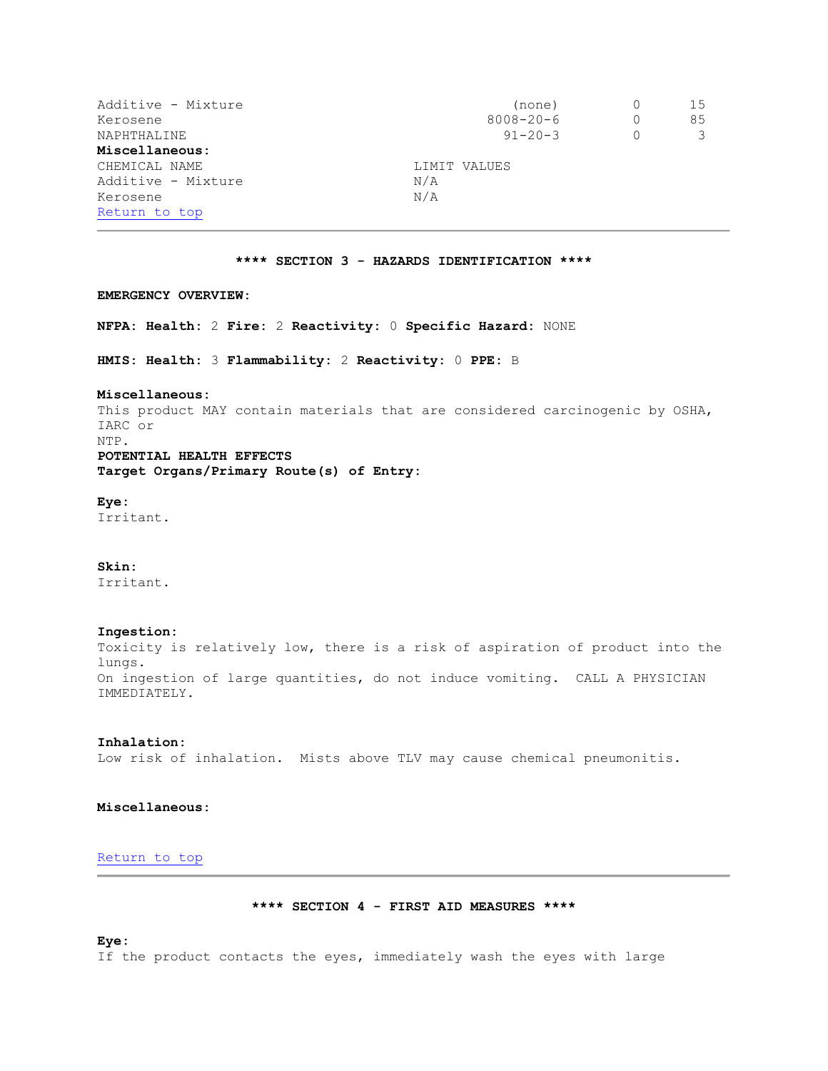| | | | |
|---|---|---|---|
| Additive - Mixture | (none) | 0 | 15 |
| Kerosene | 8008-20-6 | 0 | 85 |
| NAPHTHALINE | 91-20-3 | 0 | 3 |

**Miscellaneous:**

| CHEMICAL NAME | LIMIT VALUES |
|---|---|
| Additive - Mixture | N/A |
| Kerosene | N/A |

Return to top

---

## **** SECTION 3 - HAZARDS IDENTIFICATION ****

**EMERGENCY OVERVIEW:**

**NFPA: Health:** 2 **Fire:** 2 **Reactivity:** 0 **Specific Hazard:** NONE

**HMIS: Health:** 3 **Flammability:** 2 **Reactivity:** 0 **PPE:** B

**Miscellaneous:**
This product MAY contain materials that are considered carcinogenic by OSHA, IARC or NTP.

**POTENTIAL HEALTH EFFECTS**
**Target Organs/Primary Route(s) of Entry:**

**Eye:**
Irritant.

**Skin:**
Irritant.

**Ingestion:**
Toxicity is relatively low, there is a risk of aspiration of product into the lungs.
On ingestion of large quantities, do not induce vomiting. CALL A PHYSICIAN IMMEDIATELY.

**Inhalation:**
Low risk of inhalation. Mists above TLV may cause chemical pneumonitis.

**Miscellaneous:**

Return to top

---

## **** SECTION 4 - FIRST AID MEASURES ****

**Eye:**
If the product contacts the eyes, immediately wash the eyes with large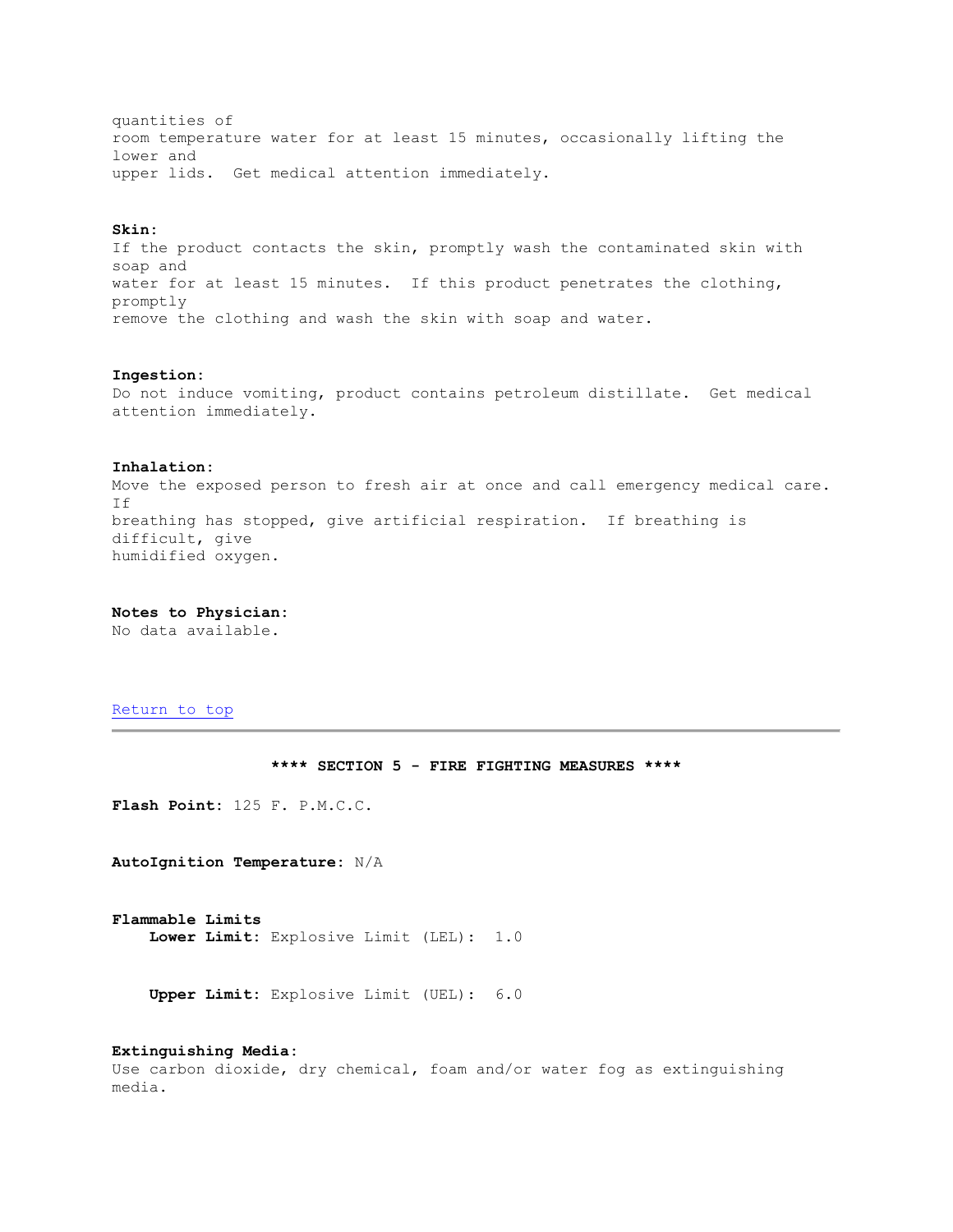quantities of room temperature water for at least 15 minutes, occasionally lifting the lower and upper lids. Get medical attention immediately.

**Skin:**
If the product contacts the skin, promptly wash the contaminated skin with soap and water for at least 15 minutes. If this product penetrates the clothing, promptly remove the clothing and wash the skin with soap and water.

**Ingestion:**
Do not induce vomiting, product contains petroleum distillate. Get medical attention immediately.

**Inhalation:**
Move the exposed person to fresh air at once and call emergency medical care. If breathing has stopped, give artificial respiration. If breathing is difficult, give humidified oxygen.

**Notes to Physician:**
No data available.

Return to top

---

## **** SECTION 5 - FIRE FIGHTING MEASURES ****

**Flash Point:** 125 F. P.M.C.C.

**AutoIgnition Temperature:** N/A

**Flammable Limits**

**Lower Limit:** Explosive Limit (LEL): 1.0

**Upper Limit:** Explosive Limit (UEL): 6.0

**Extinguishing Media:**
Use carbon dioxide, dry chemical, foam and/or water fog as extinguishing media.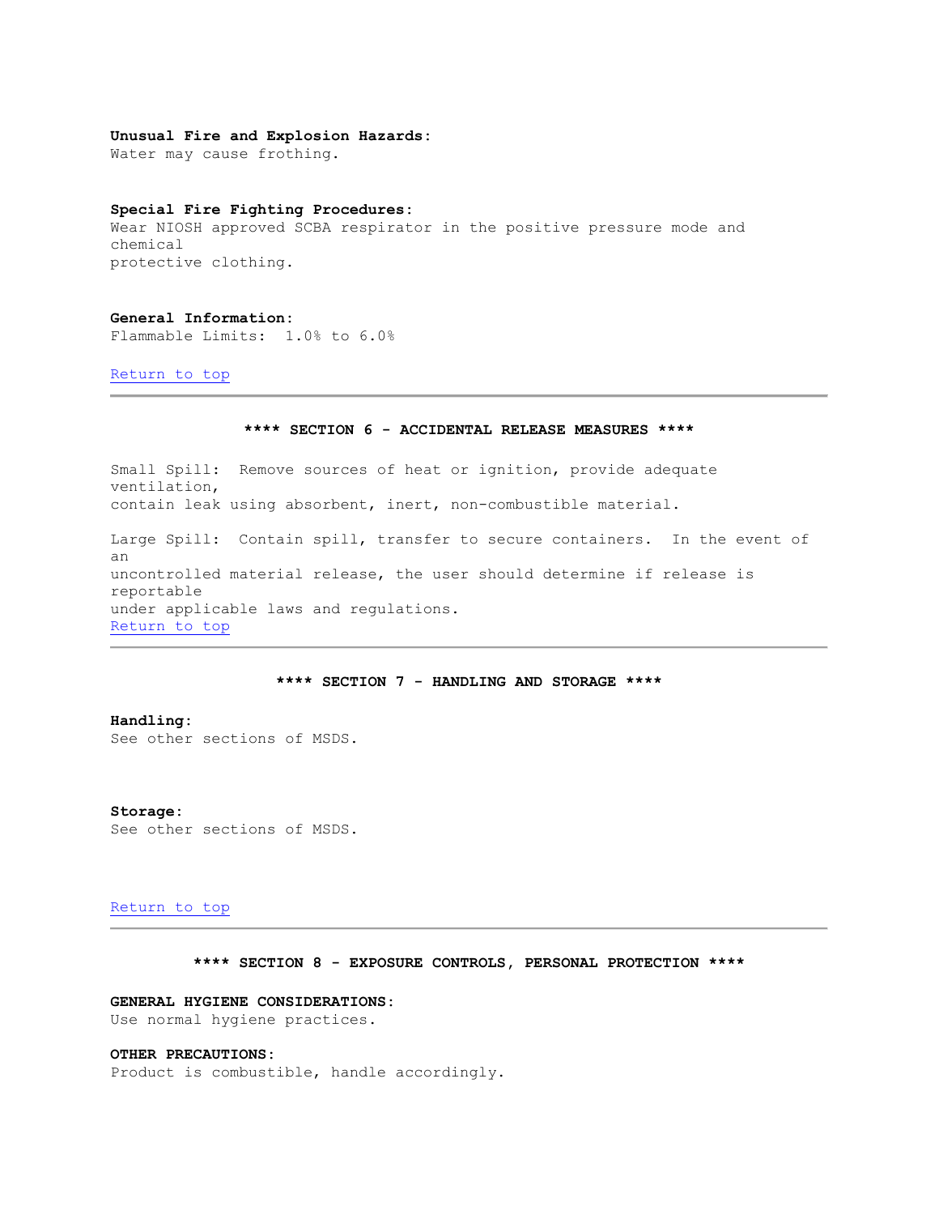**Unusual Fire and Explosion Hazards:**
Water may cause frothing.

**Special Fire Fighting Procedures:**
Wear NIOSH approved SCBA respirator in the positive pressure mode and chemical protective clothing.

**General Information:**
Flammable Limits: 1.0% to 6.0%

Return to top

---

## **** SECTION 6 - ACCIDENTAL RELEASE MEASURES ****

Small Spill: Remove sources of heat or ignition, provide adequate ventilation, contain leak using absorbent, inert, non-combustible material.

Large Spill: Contain spill, transfer to secure containers. In the event of an uncontrolled material release, the user should determine if release is reportable under applicable laws and regulations.

Return to top

---

## **** SECTION 7 - HANDLING AND STORAGE ****

**Handling:**
See other sections of MSDS.

**Storage:**
See other sections of MSDS.

Return to top

---

## **** SECTION 8 - EXPOSURE CONTROLS, PERSONAL PROTECTION ****

**GENERAL HYGIENE CONSIDERATIONS:**
Use normal hygiene practices.

**OTHER PRECAUTIONS:**
Product is combustible, handle accordingly.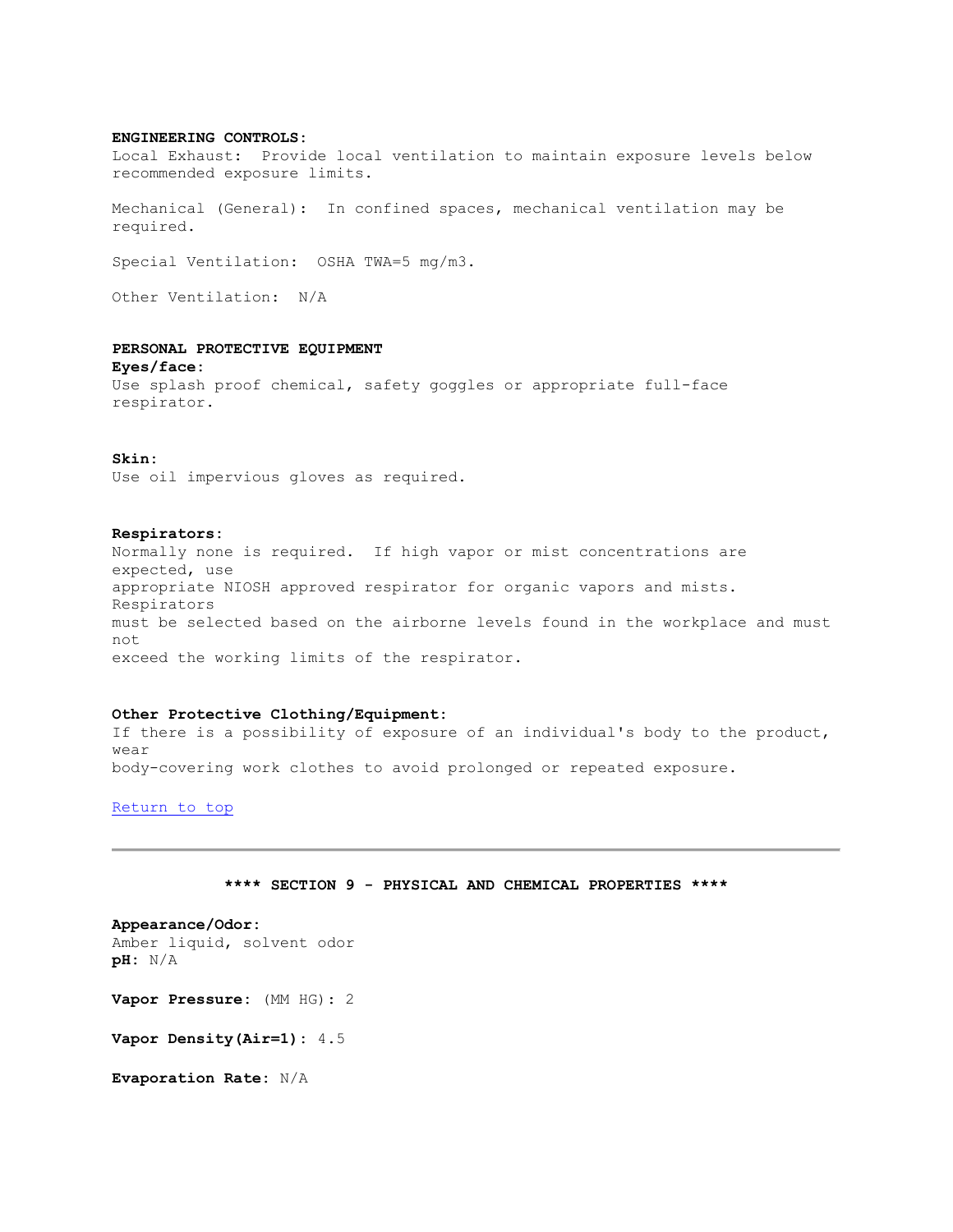**ENGINEERING CONTROLS:**
Local Exhaust: Provide local ventilation to maintain exposure levels below recommended exposure limits.

Mechanical (General): In confined spaces, mechanical ventilation may be required.

Special Ventilation: OSHA TWA=5 mg/m3.

Other Ventilation: N/A

**PERSONAL PROTECTIVE EQUIPMENT**

**Eyes/face:**
Use splash proof chemical, safety goggles or appropriate full-face respirator.

**Skin:**
Use oil impervious gloves as required.

**Respirators:**
Normally none is required. If high vapor or mist concentrations are expected, use appropriate NIOSH approved respirator for organic vapors and mists. Respirators must be selected based on the airborne levels found in the workplace and must not exceed the working limits of the respirator.

**Other Protective Clothing/Equipment:**
If there is a possibility of exposure of an individual's body to the product, wear body-covering work clothes to avoid prolonged or repeated exposure.

Return to top

---

## **** SECTION 9 - PHYSICAL AND CHEMICAL PROPERTIES ****

**Appearance/Odor:**
Amber liquid, solvent odor
**pH:** N/A

**Vapor Pressure:** (MM HG): 2

**Vapor Density(Air=1):** 4.5

**Evaporation Rate:** N/A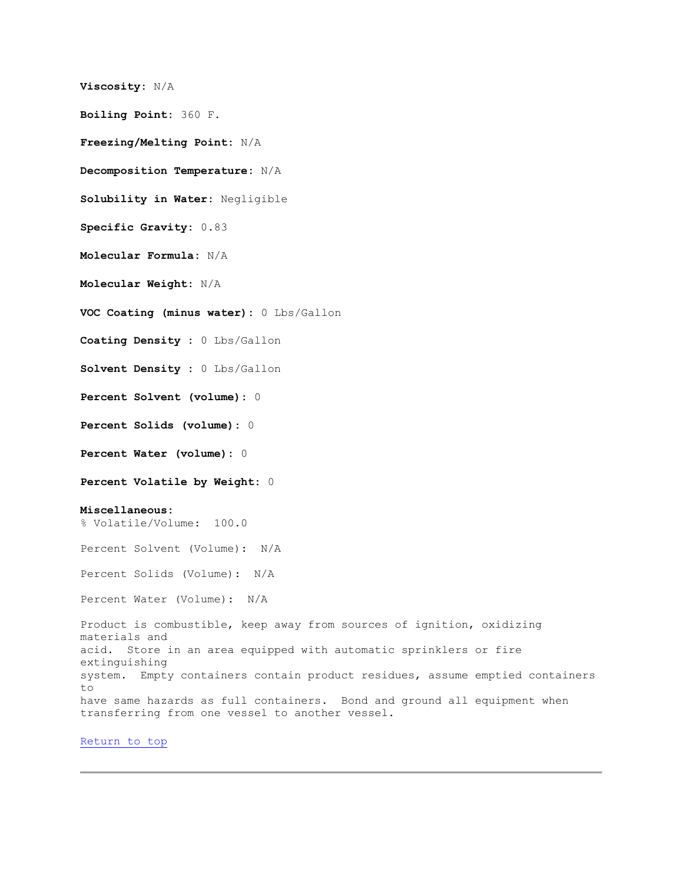**Viscosity:** N/A

**Boiling Point:** 360 F.

**Freezing/Melting Point:** N/A

**Decomposition Temperature:** N/A

**Solubility in Water:** Negligible

**Specific Gravity:** 0.83

**Molecular Formula:** N/A

**Molecular Weight:** N/A

**VOC Coating (minus water):** 0 Lbs/Gallon

**Coating Density :** 0 Lbs/Gallon

**Solvent Density :** 0 Lbs/Gallon

**Percent Solvent (volume):** 0

**Percent Solids (volume):** 0

**Percent Water (volume):** 0

**Percent Volatile by Weight:** 0

**Miscellaneous:**
% Volatile/Volume: 100.0

Percent Solvent (Volume): N/A

Percent Solids (Volume): N/A

Percent Water (Volume): N/A

Product is combustible, keep away from sources of ignition, oxidizing materials and acid. Store in an area equipped with automatic sprinklers or fire extinguishing system. Empty containers contain product residues, assume emptied containers to have same hazards as full containers. Bond and ground all equipment when transferring from one vessel to another vessel.

Return to top

---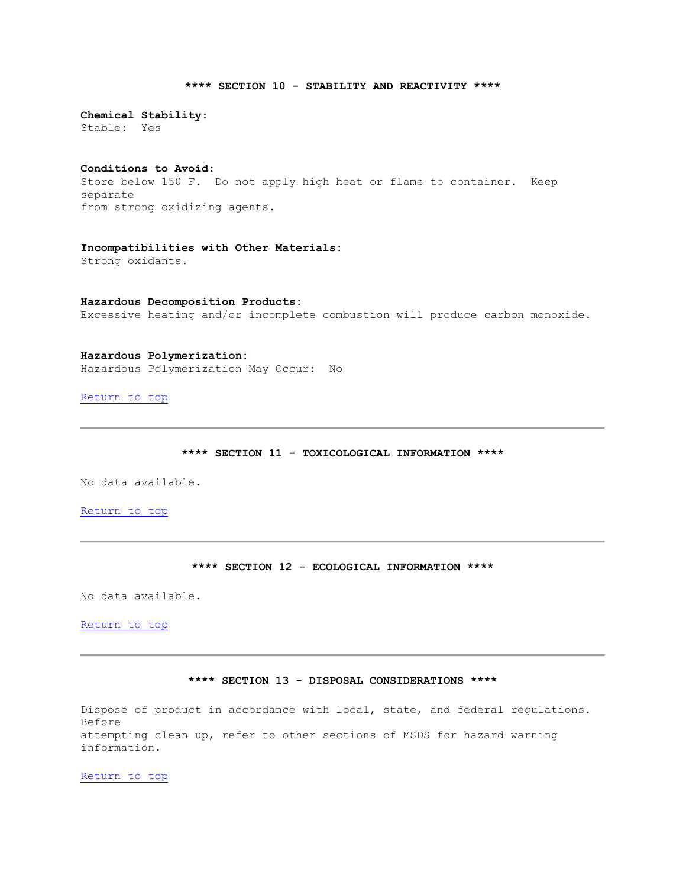## **** SECTION 10 - STABILITY AND REACTIVITY ****

**Chemical Stability:**
Stable: Yes

**Conditions to Avoid:**
Store below 150 F. Do not apply high heat or flame to container. Keep separate from strong oxidizing agents.

**Incompatibilities with Other Materials:**
Strong oxidants.

**Hazardous Decomposition Products:**
Excessive heating and/or incomplete combustion will produce carbon monoxide.

**Hazardous Polymerization:**
Hazardous Polymerization May Occur: No

Return to top

---

## **** SECTION 11 - TOXICOLOGICAL INFORMATION ****

No data available.

Return to top

---

## **** SECTION 12 - ECOLOGICAL INFORMATION ****

No data available.

Return to top

---

## **** SECTION 13 - DISPOSAL CONSIDERATIONS ****

Dispose of product in accordance with local, state, and federal regulations. Before attempting clean up, refer to other sections of MSDS for hazard warning information.

Return to top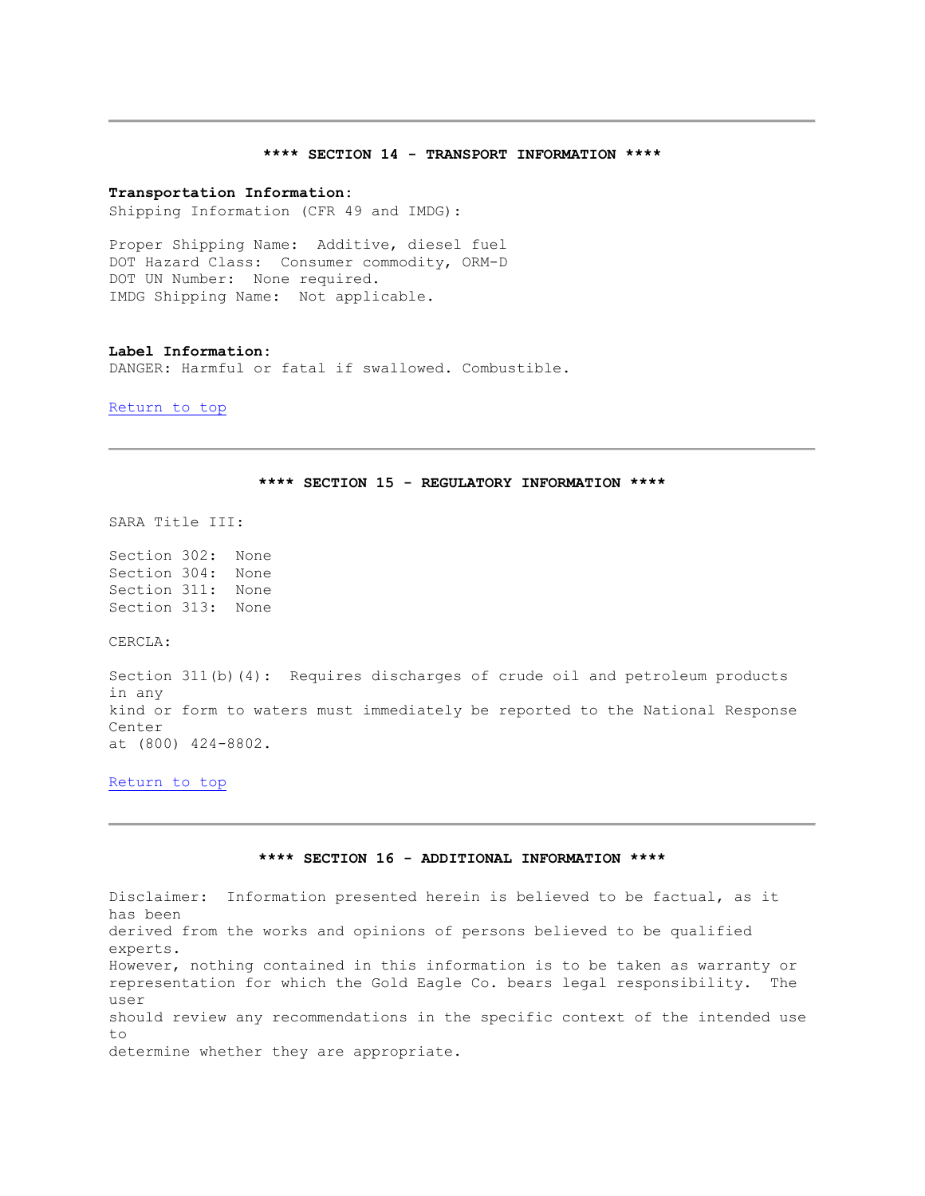---

## **** SECTION 14 - TRANSPORT INFORMATION ****

**Transportation Information:**
Shipping Information (CFR 49 and IMDG):

Proper Shipping Name: Additive, diesel fuel
DOT Hazard Class: Consumer commodity, ORM-D
DOT UN Number: None required.
IMDG Shipping Name: Not applicable.

**Label Information:**
DANGER: Harmful or fatal if swallowed. Combustible.

Return to top

---

## **** SECTION 15 - REGULATORY INFORMATION ****

SARA Title III:

Section 302: None
Section 304: None
Section 311: None
Section 313: None

CERCLA:

Section 311(b)(4): Requires discharges of crude oil and petroleum products in any kind or form to waters must immediately be reported to the National Response Center at (800) 424-8802.

Return to top

---

## **** SECTION 16 - ADDITIONAL INFORMATION ****

Disclaimer: Information presented herein is believed to be factual, as it has been derived from the works and opinions of persons believed to be qualified experts. However, nothing contained in this information is to be taken as warranty or representation for which the Gold Eagle Co. bears legal responsibility. The user should review any recommendations in the specific context of the intended use to determine whether they are appropriate.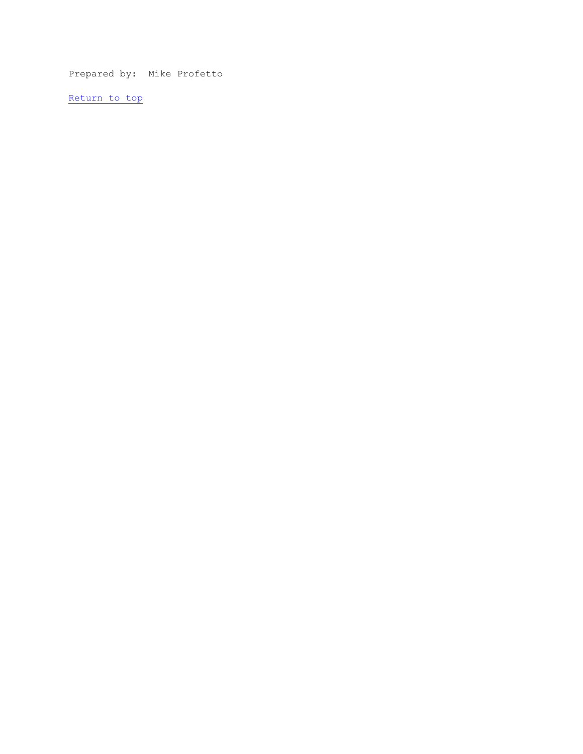Prepared by: Mike Profetto

Return to top